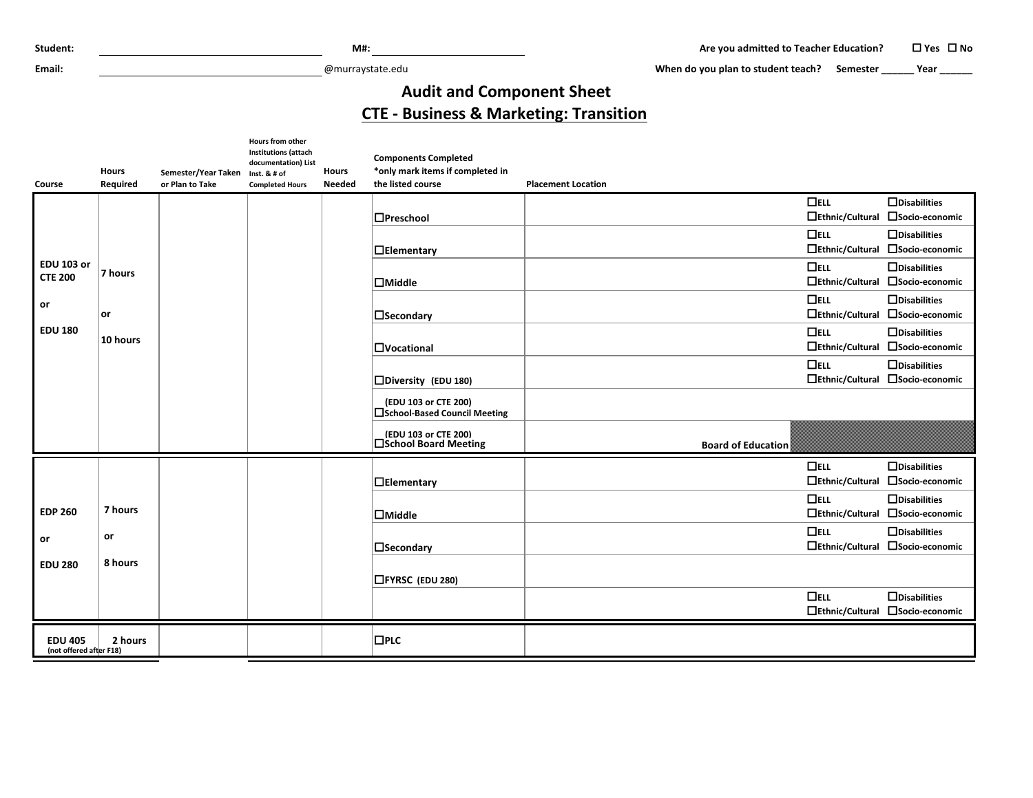**Student:** ______________________________ **M#:** ______________________ **Are you admitted to Teacher Education?** ☐ Yes ☐ No

**Email:** ______________________________ @murraystate.edu **When do you plan to student teach?** Semester ______ Year ______

# Audit and Component Sheet

## CTE - Business & Marketing: Transition

| Course | Hours Required | Semester/Year Taken or Plan to Take | Hours from other Institutions (attach documentation) List Inst. & # of Completed Hours | Hours Needed | Components Completed *only mark items if completed in the listed course | Placement Location | | |
|---|---|---|---|---|---|---|---|---|
| EDU 103 or CTE 200 or EDU 180 | 7 hours or 10 hours | | | | ☐Preschool | | ☐ELL ☐Ethnic/Cultural | ☐Disabilities ☐Socio-economic |
| | | | | | ☐Elementary | | ☐ELL ☐Ethnic/Cultural | ☐Disabilities ☐Socio-economic |
| | | | | | ☐Middle | | ☐ELL ☐Ethnic/Cultural | ☐Disabilities ☐Socio-economic |
| | | | | | ☐Secondary | | ☐ELL ☐Ethnic/Cultural | ☐Disabilities ☐Socio-economic |
| | | | | | ☐Vocational | | ☐ELL ☐Ethnic/Cultural | ☐Disabilities ☐Socio-economic |
| | | | | | ☐Diversity (EDU 180) | | ☐ELL ☐Ethnic/Cultural | ☐Disabilities ☐Socio-economic |
| | | | | | (EDU 103 or CTE 200) ☐School-Based Council Meeting | | | |
| | | | | | (EDU 103 or CTE 200) ☐School Board Meeting | Board of Education | | |
| EDP 260 or EDU 280 | 7 hours or 8 hours | | | | ☐Elementary | | ☐ELL ☐Ethnic/Cultural | ☐Disabilities ☐Socio-economic |
| | | | | | ☐Middle | | ☐ELL ☐Ethnic/Cultural | ☐Disabilities ☐Socio-economic |
| | | | | | ☐Secondary | | ☐ELL ☐Ethnic/Cultural | ☐Disabilities ☐Socio-economic |
| | | | | | ☐FYRSC (EDU 280) | | | |
| | | | | | | | ☐ELL ☐Ethnic/Cultural | ☐Disabilities ☐Socio-economic |
| EDU 405 (not offered after F18) | 2 hours | | | | ☐PLC | | | |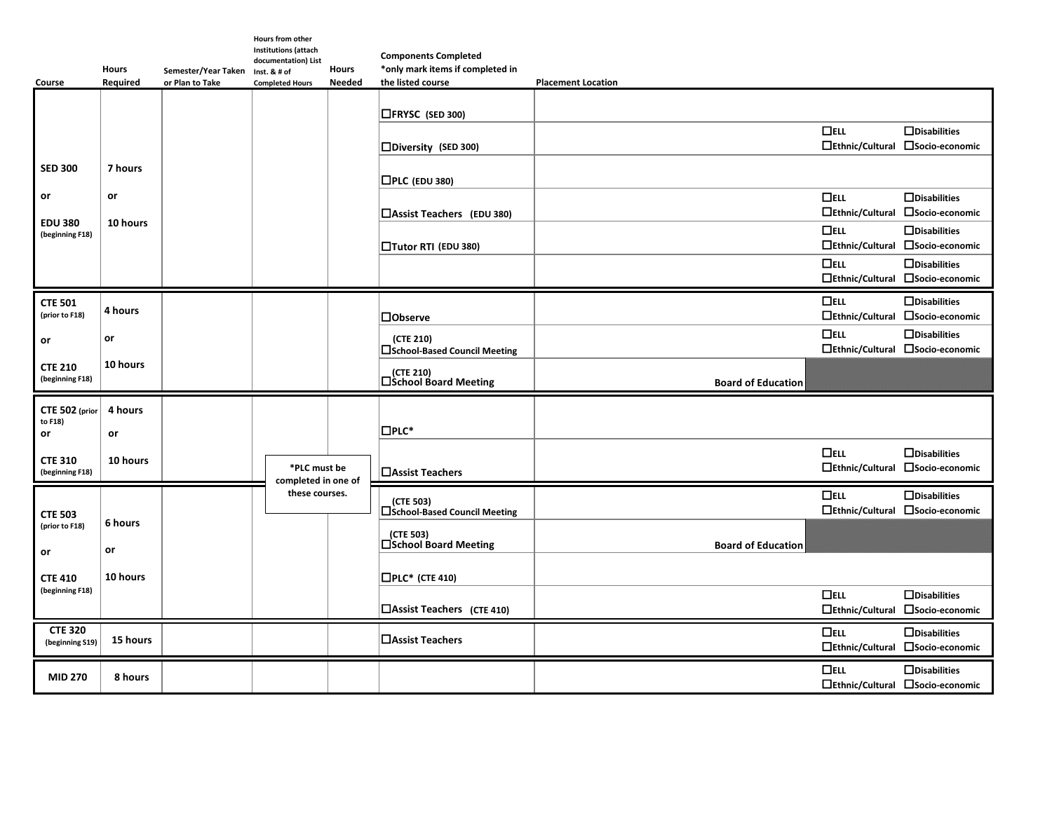| Course | Hours Required | Semester/Year Taken or Plan to Take | Hours from other Institutions (attach documentation) List Inst. & # of Completed Hours | Hours Needed | Components Completed *only mark items if completed in the listed course | Placement Location | | |
|---|---|---|---|---|---|---|---|---|
| SED 300 or EDU 380 (beginning F18) | 7 hours or 10 hours | | | | ☐FRYSC (SED 300) | | | |
| | | | | | ☐Diversity (SED 300) | | ☐ELL ☐Ethnic/Cultural | ☐Disabilities ☐Socio-economic |
| | | | | | ☐PLC (EDU 380) | | | |
| | | | | | ☐Assist Teachers (EDU 380) | | ☐ELL ☐Ethnic/Cultural | ☐Disabilities ☐Socio-economic |
| | | | | | ☐Tutor RTI (EDU 380) | | ☐ELL ☐Ethnic/Cultural | ☐Disabilities ☐Socio-economic |
| | | | | | | | ☐ELL ☐Ethnic/Cultural | ☐Disabilities ☐Socio-economic |
| CTE 501 (prior to F18) or CTE 210 (beginning F18) | 4 hours or 10 hours | | | | ☐Observe | | ☐ELL ☐Ethnic/Cultural | ☐Disabilities ☐Socio-economic |
| | | | | | (CTE 210) ☐School-Based Council Meeting | | ☐ELL ☐Ethnic/Cultural | ☐Disabilities ☐Socio-economic |
| | | | | | (CTE 210) ☐School Board Meeting | Board of Education | | |
| CTE 502 (prior to F18) or CTE 310 (beginning F18) | 4 hours or 10 hours | | *PLC must be completed in one of these courses. | | ☐PLC* | | | |
| | | | | | ☐Assist Teachers | | ☐ELL ☐Ethnic/Cultural | ☐Disabilities ☐Socio-economic |
| CTE 503 (prior to F18) or CTE 410 (beginning F18) | 6 hours or 10 hours | | | | (CTE 503) ☐School-Based Council Meeting | | ☐ELL ☐Ethnic/Cultural | ☐Disabilities ☐Socio-economic |
| | | | | | (CTE 503) ☐School Board Meeting | Board of Education | | |
| | | | | | ☐PLC* (CTE 410) | | | |
| | | | | | ☐Assist Teachers (CTE 410) | | ☐ELL ☐Ethnic/Cultural | ☐Disabilities ☐Socio-economic |
| CTE 320 (beginning S19) | 15 hours | | | | ☐Assist Teachers | | ☐ELL ☐Ethnic/Cultural | ☐Disabilities ☐Socio-economic |
| MID 270 | 8 hours | | | | | | ☐ELL ☐Ethnic/Cultural | ☐Disabilities ☐Socio-economic |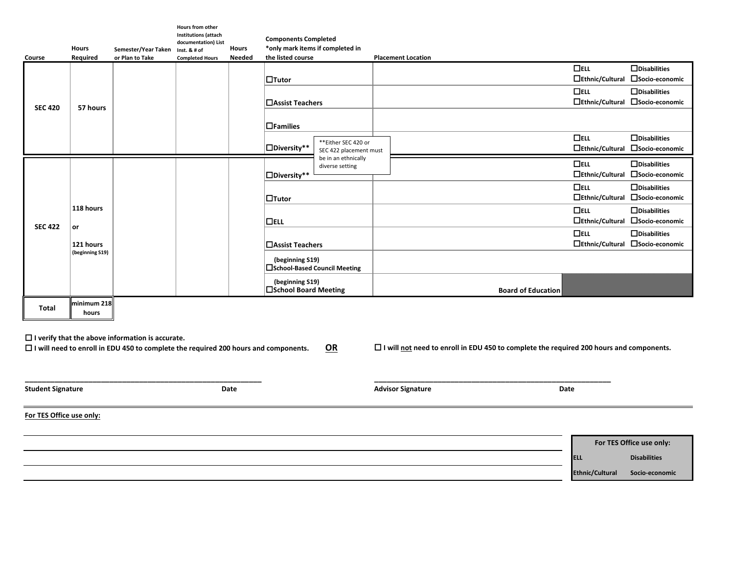| Course | Hours Required | Semester/Year Taken or Plan to Take | Hours from other Institutions (attach documentation) List Inst. & # of Completed Hours | Hours Needed | Components Completed *only mark items if completed in the listed course | Placement Location | | |
|---|---|---|---|---|---|---|---|---|
| SEC 420 | 57 hours | | | | ☐Tutor | | ☐ELL ☐Ethnic/Cultural | ☐Disabilities ☐Socio-economic |
| | | | | | ☐Assist Teachers | | ☐ELL ☐Ethnic/Cultural | ☐Disabilities ☐Socio-economic |
| | | | | | ☐Families | | | |
| | | | | | ☐Diversity** | | ☐ELL ☐Ethnic/Cultural | ☐Disabilities ☐Socio-economic |
| SEC 422 | 118 hours or 121 hours (beginning S19) | | | | ☐Diversity** | | ☐ELL ☐Ethnic/Cultural | ☐Disabilities ☐Socio-economic |
| | | | | | ☐Tutor | | ☐ELL ☐Ethnic/Cultural | ☐Disabilities ☐Socio-economic |
| | | | | | ☐ELL | | ☐ELL ☐Ethnic/Cultural | ☐Disabilities ☐Socio-economic |
| | | | | | ☐Assist Teachers | | ☐ELL ☐Ethnic/Cultural | ☐Disabilities ☐Socio-economic |
| | | | | | (beginning S19) ☐School-Based Council Meeting | | | |
| | | | | | (beginning S19) ☐School Board Meeting | Board of Education | | |
| Total | minimum 218 hours | | | | | | | |

**Either SEC 420 or SEC 422 placement must be in an ethnically diverse setting

☐ **I verify that the above information is accurate.**

☐ **I will need to enroll in EDU 450 to complete the required 200 hours and components.** **OR** ☐ **I will not need to enroll in EDU 450 to complete the required 200 hours and components.**

______________________________________________________
**Student Signature** **Date**

______________________________________________________
**Advisor Signature** **Date**

**For TES Office use only:**

| For TES Office use only: | |
|---|---|
| ELL | Disabilities |
| Ethnic/Cultural | Socio-economic |